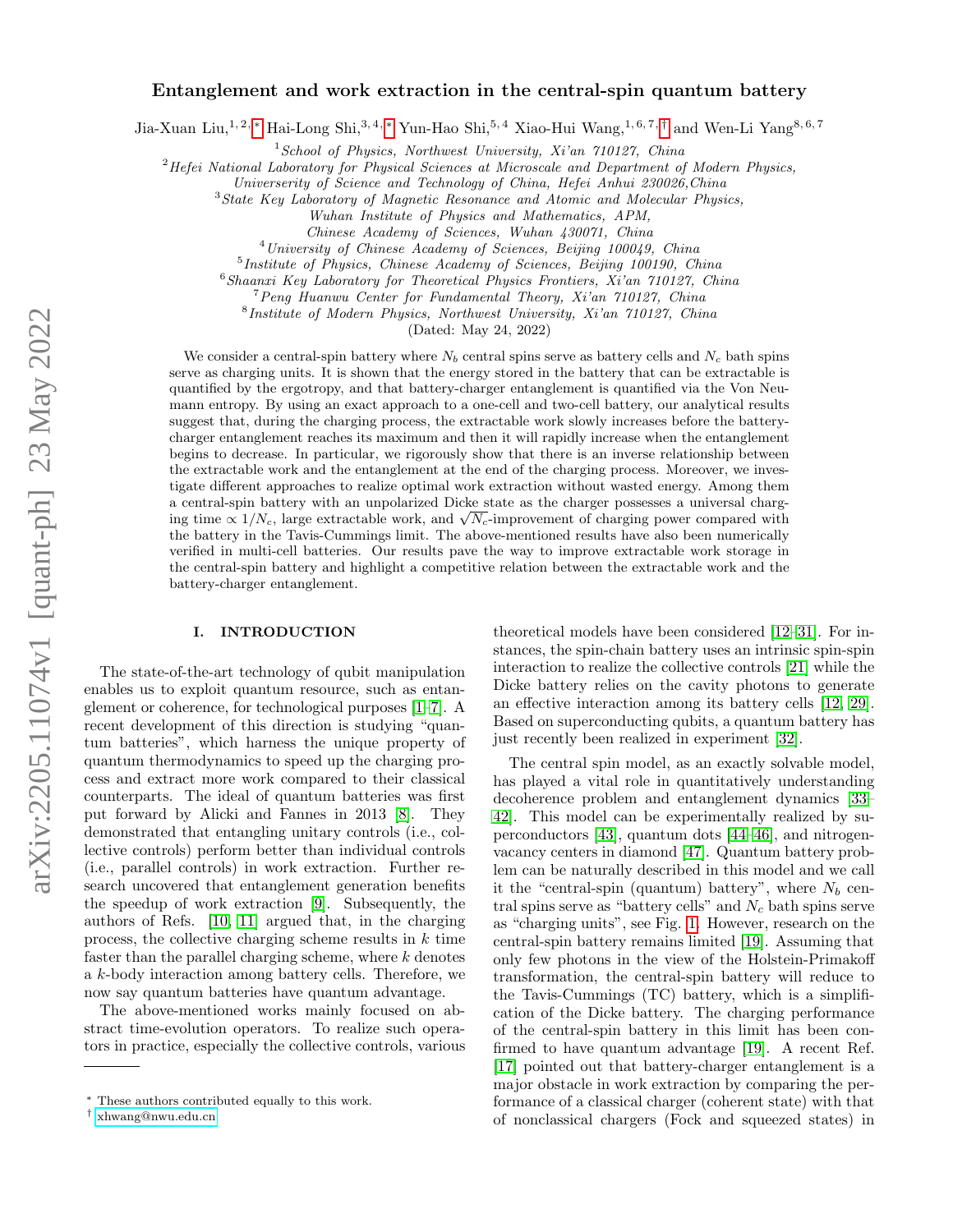# Entanglement and work extraction in the central-spin quantum battery

Jia-Xuan Liu,[1,2,*] Hai-Long Shi,[3,4,*] Yun-Hao Shi,[5,4] Xiao-Hui Wang,[1,6,7,†] and Wen-Li Yang[8,6,7]

[1] School of Physics, Northwest University, Xi'an 710127, China
[2] Hefei National Laboratory for Physical Sciences at Microscale and Department of Modern Physics, Univerersity of Science and Technology of China, Hefei Anhui 230026,China
[3] State Key Laboratory of Magnetic Resonance and Atomic and Molecular Physics, Wuhan Institute of Physics and Mathematics, APM, Chinese Academy of Sciences, Wuhan 430071, China
[4] University of Chinese Academy of Sciences, Beijing 100049, China
[5] Institute of Physics, Chinese Academy of Sciences, Beijing 100190, China
[6] Shaanxi Key Laboratory for Theoretical Physics Frontiers, Xi'an 710127, China
[7] Peng Huanwu Center for Fundamental Theory, Xi'an 710127, China
[8] Institute of Modern Physics, Northwest University, Xi'an 710127, China

(Dated: May 24, 2022)

We consider a central-spin battery where $N_b$ central spins serve as battery cells and $N_c$ bath spins serve as charging units. It is shown that the energy stored in the battery that can be extractable is quantified by the ergotropy, and that battery-charger entanglement is quantified via the Von Neumann entropy. By using an exact approach to a one-cell and two-cell battery, our analytical results suggest that, during the charging process, the extractable work slowly increases before the battery-charger entanglement reaches its maximum and then it will rapidly increase when the entanglement begins to decrease. In particular, we rigorously show that there is an inverse relationship between the extractable work and the entanglement at the end of the charging process. Moreover, we investigate different approaches to realize optimal work extraction without wasted energy. Among them a central-spin battery with an unpolarized Dicke state as the charger possesses a universal charging time $\propto 1/N_c$, large extractable work, and $\sqrt{N_c}$-improvement of charging power compared with the battery in the Tavis-Cummings limit. The above-mentioned results have also been numerically verified in multi-cell batteries. Our results pave the way to improve extractable work storage in the central-spin battery and highlight a competitive relation between the extractable work and the battery-charger entanglement.

## I. INTRODUCTION

The state-of-the-art technology of qubit manipulation enables us to exploit quantum resource, such as entanglement or coherence, for technological purposes [1–7]. A recent development of this direction is studying "quantum batteries", which harness the unique property of quantum thermodynamics to speed up the charging process and extract more work compared to their classical counterparts. The ideal of quantum batteries was first put forward by Alicki and Fannes in 2013 [8]. They demonstrated that entangling unitary controls (i.e., collective controls) perform better than individual controls (i.e., parallel controls) in work extraction. Further research uncovered that entanglement generation benefits the speedup of work extraction [9]. Subsequently, the authors of Refs. [10, 11] argued that, in the charging process, the collective charging scheme results in $k$ time faster than the parallel charging scheme, where $k$ denotes a $k$-body interaction among battery cells. Therefore, we now say quantum batteries have quantum advantage.

The above-mentioned works mainly focused on abstract time-evolution operators. To realize such operators in practice, especially the collective controls, various theoretical models have been considered [12–31]. For instances, the spin-chain battery uses an intrinsic spin-spin interaction to realize the collective controls [21] while the Dicke battery relies on the cavity photons to generate an effective interaction among its battery cells [12, 29]. Based on superconducting qubits, a quantum battery has just recently been realized in experiment [32].

The central spin model, as an exactly solvable model, has played a vital role in quantitatively understanding decoherence problem and entanglement dynamics [33–42]. This model can be experimentally realized by superconductors [43], quantum dots [44–46], and nitrogen-vacancy centers in diamond [47]. Quantum battery problem can be naturally described in this model and we call it the "central-spin (quantum) battery", where $N_b$ central spins serve as "battery cells" and $N_c$ bath spins serve as "charging units", see Fig. 1. However, research on the central-spin battery remains limited [19]. Assuming that only few photons in the view of the Holstein-Primakoff transformation, the central-spin battery will reduce to the Tavis-Cummings (TC) battery, which is a simplification of the Dicke battery. The charging performance of the central-spin battery in this limit has been confirmed to have quantum advantage [19]. A recent Ref. [17] pointed out that battery-charger entanglement is a major obstacle in work extraction by comparing the performance of a classical charger (coherent state) with that of nonclassical chargers (Fock and squeezed states) in

---

* These authors contributed equally to this work.
† xhwang@nwu.edu.cn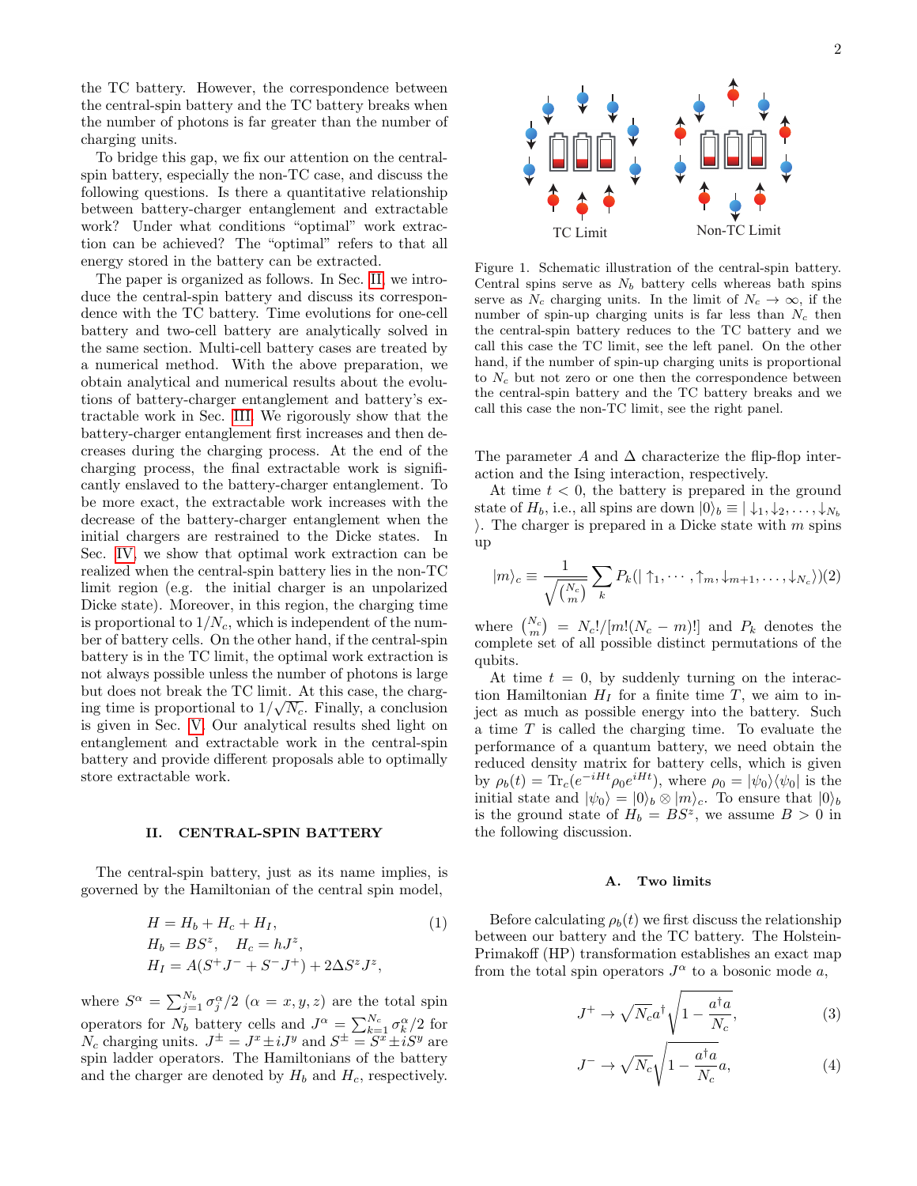the TC battery. However, the correspondence between the central-spin battery and the TC battery breaks when the number of photons is far greater than the number of charging units.

To bridge this gap, we fix our attention on the central-spin battery, especially the non-TC case, and discuss the following questions. Is there a quantitative relationship between battery-charger entanglement and extractable work? Under what conditions "optimal" work extraction can be achieved? The "optimal" refers to that all energy stored in the battery can be extracted.

The paper is organized as follows. In Sec. II, we introduce the central-spin battery and discuss its correspondence with the TC battery. Time evolutions for one-cell battery and two-cell battery are analytically solved in the same section. Multi-cell battery cases are treated by a numerical method. With the above preparation, we obtain analytical and numerical results about the evolutions of battery-charger entanglement and battery's extractable work in Sec. III. We rigorously show that the battery-charger entanglement first increases and then decreases during the charging process. At the end of the charging process, the final extractable work is significantly enslaved to the battery-charger entanglement. To be more exact, the extractable work increases with the decrease of the battery-charger entanglement when the initial chargers are restrained to the Dicke states. In Sec. IV, we show that optimal work extraction can be realized when the central-spin battery lies in the non-TC limit region (e.g. the initial charger is an unpolarized Dicke state). Moreover, in this region, the charging time is proportional to $1/N_c$, which is independent of the number of battery cells. On the other hand, if the central-spin battery is in the TC limit, the optimal work extraction is not always possible unless the number of photons is large but does not break the TC limit. At this case, the charging time is proportional to $1/\sqrt{N_c}$. Finally, a conclusion is given in Sec. V. Our analytical results shed light on entanglement and extractable work in the central-spin battery and provide different proposals able to optimally store extractable work.

## II. CENTRAL-SPIN BATTERY

The central-spin battery, just as its name implies, is governed by the Hamiltonian of the central spin model,

$$
\begin{aligned}
H &= H_b + H_c + H_I, \\
H_b &= BS^z, \quad H_c = hJ^z, \\
H_I &= A(S^+J^- + S^-J^+) + 2\Delta S^z J^z,
\end{aligned} \tag{1}
$$

where $S^\alpha = \sum_{j=1}^{N_b} \sigma_j^\alpha/2$ $(\alpha = x, y, z)$ are the total spin operators for $N_b$ battery cells and $J^\alpha = \sum_{k=1}^{N_c} \sigma_k^\alpha/2$ for $N_c$ charging units. $J^\pm = J^x \pm iJ^y$ and $S^\pm = S^x \pm iS^y$ are spin ladder operators. The Hamiltonians of the battery and the charger are denoted by $H_b$ and $H_c$, respectively.

Figure 1. Schematic illustration of the central-spin battery. Central spins serve as $N_b$ battery cells whereas bath spins serve as $N_c$ charging units. In the limit of $N_c \to \infty$, if the number of spin-up charging units is far less than $N_c$ then the central-spin battery reduces to the TC battery and we call this case the TC limit, see the left panel. On the other hand, if the number of spin-up charging units is proportional to $N_c$ but not zero or one then the correspondence between the central-spin battery and the TC battery breaks and we call this case the non-TC limit, see the right panel.

The parameter $A$ and $\Delta$ characterize the flip-flop interaction and the Ising interaction, respectively.

At time $t < 0$, the battery is prepared in the ground state of $H_b$, i.e., all spins are down $|0\rangle_b \equiv |\downarrow_1, \downarrow_2, \ldots, \downarrow_{N_b}\rangle$. The charger is prepared in a Dicke state with $m$ spins up

$$
|m\rangle_c \equiv \frac{1}{\sqrt{\binom{N_c}{m}}} \sum_k P_k(|\uparrow_1, \cdots, \uparrow_m, \downarrow_{m+1}, \ldots, \downarrow_{N_c}\rangle) \tag{2}
$$

where $\binom{N_c}{m} = N_c!/[m!(N_c - m)!]$ and $P_k$ denotes the complete set of all possible distinct permutations of the qubits.

At time $t = 0$, by suddenly turning on the interaction Hamiltonian $H_I$ for a finite time $T$, we aim to inject as much as possible energy into the battery. Such a time $T$ is called the charging time. To evaluate the performance of a quantum battery, we need obtain the reduced density matrix for battery cells, which is given by $\rho_b(t) = \mathrm{Tr}_c(e^{-iHt}\rho_0 e^{iHt})$, where $\rho_0 = |\psi_0\rangle\langle\psi_0|$ is the initial state and $|\psi_0\rangle = |0\rangle_b \otimes |m\rangle_c$. To ensure that $|0\rangle_b$ is the ground state of $H_b = BS^z$, we assume $B > 0$ in the following discussion.

### A. Two limits

Before calculating $\rho_b(t)$ we first discuss the relationship between our battery and the TC battery. The Holstein-Primakoff (HP) transformation establishes an exact map from the total spin operators $J^\alpha$ to a bosonic mode $a$,

$$
J^+ \to \sqrt{N_c}\, a^\dagger \sqrt{1 - \frac{a^\dagger a}{N_c}}, \tag{3}
$$

$$
J^- \to \sqrt{N_c} \sqrt{1 - \frac{a^\dagger a}{N_c}}\, a, \tag{4}
$$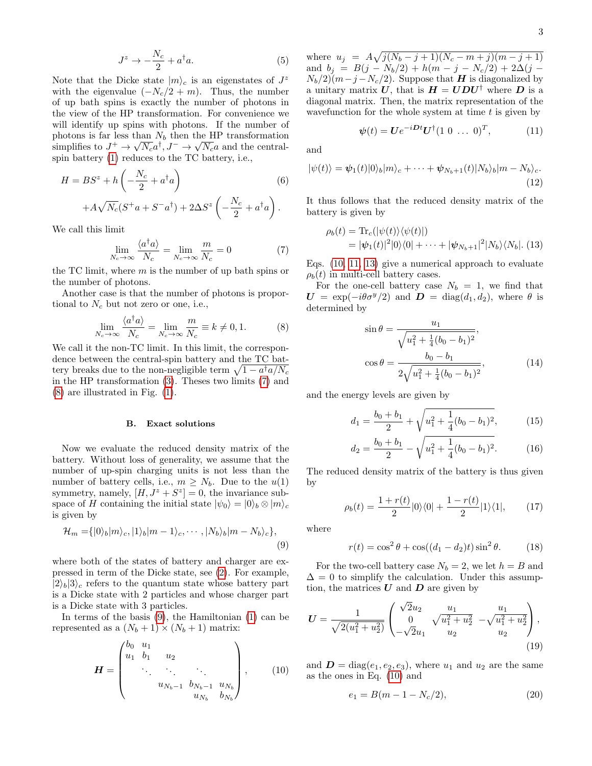$$J^z \to -\frac{N_c}{2} + a^\dagger a. \tag{5}$$

Note that the Dicke state $|m\rangle_c$ is an eigenstates of $J^z$ with the eigenvalue $(-N_c/2 + m)$. Thus, the number of up bath spins is exactly the number of photons in the view of the HP transformation. For convenience we will identify up spins with photons. If the number of photons is far less than $N_b$ then the HP transformation simplifies to $J^+ \to \sqrt{N_c}a^\dagger, J^- \to \sqrt{N_c}a$ and the central-spin battery (1) reduces to the TC battery, i.e.,

$$\begin{aligned} H = BS^z + h\left(-\frac{N_c}{2} + a^\dagger a\right) \\ +A\sqrt{N_c}(S^+a + S^-a^\dagger) + 2\Delta S^z\left(-\frac{N_c}{2} + a^\dagger a\right). \end{aligned} \tag{6}$$

We call this limit

$$\lim_{N_c\to\infty}\frac{\langle a^\dagger a\rangle}{N_c} = \lim_{N_c\to\infty}\frac{m}{N_c} = 0 \tag{7}$$

the TC limit, where $m$ is the number of up bath spins or the number of photons.

Another case is that the number of photons is proportional to $N_c$ but not zero or one, i.e.,

$$\lim_{N_c\to\infty}\frac{\langle a^\dagger a\rangle}{N_c} = \lim_{N_c\to\infty}\frac{m}{N_c} \equiv k \neq 0, 1. \tag{8}$$

We call it the non-TC limit. In this limit, the correspondence between the central-spin battery and the TC battery breaks due to the non-negligible term $\sqrt{1 - a^\dagger a/N_c}$ in the HP transformation (3). Theses two limits (7) and (8) are illustrated in Fig. (1).

### B. Exact solutions

Now we evaluate the reduced density matrix of the battery. Without loss of generality, we assume that the number of up-spin charging units is not less than the number of battery cells, i.e., $m \geq N_b$. Due to the $u(1)$ symmetry, namely, $[H, J^z + S^z] = 0$, the invariance subspace of $H$ containing the initial state $|\psi_0\rangle = |0\rangle_b \otimes |m\rangle_c$ is given by

$$\mathcal{H}_m = \{|0\rangle_b|m\rangle_c, |1\rangle_b|m-1\rangle_c, \cdots, |N_b\rangle_b|m - N_b\rangle_c\}, \tag{9}$$

where both of the states of battery and charger are expressed in term of the Dicke state, see (2). For example, $|2\rangle_b|3\rangle_c$ refers to the quantum state whose battery part is a Dicke state with 2 particles and whose charger part is a Dicke state with 3 particles.

In terms of the basis (9), the Hamiltonian (1) can be represented as a $(N_b + 1) \times (N_b + 1)$ matrix:

$$\boldsymbol{H} = \begin{pmatrix} b_0 & u_1 & & & \\ u_1 & b_1 & u_2 & & \\ & \ddots & \ddots & \ddots & \\ & & u_{N_b-1} & b_{N_b-1} & u_{N_b} \\ & & & u_{N_b} & b_{N_b} \end{pmatrix}, \tag{10}$$

where $u_j = A\sqrt{j(N_b - j + 1)(N_c - m + j)(m - j + 1)}$ and $b_j = B(j - N_b/2) + h(m - j - N_c/2) + 2\Delta(j - N_b/2)(m - j - N_c/2)$. Suppose that $\boldsymbol{H}$ is diagonalized by a unitary matrix $\boldsymbol{U}$, that is $\boldsymbol{H} = \boldsymbol{U}\boldsymbol{D}\boldsymbol{U}^\dagger$ where $\boldsymbol{D}$ is a diagonal matrix. Then, the matrix representation of the wavefunction for the whole system at time $t$ is given by

$$\boldsymbol{\psi}(t) = \boldsymbol{U}e^{-i\boldsymbol{D}t}\boldsymbol{U}^\dagger(1\ 0\ \ldots\ 0)^T, \tag{11}$$

and

$$|\psi(t)\rangle = \boldsymbol{\psi}_1(t)|0\rangle_b|m\rangle_c + \cdots + \boldsymbol{\psi}_{N_b+1}(t)|N_b\rangle_b|m - N_b\rangle_c. \tag{12}$$

It thus follows that the reduced density matrix of the battery is given by

$$\begin{aligned} \rho_b(t) &= \mathrm{Tr}_c(|\psi(t)\rangle\langle\psi(t)|) \\ &= |\boldsymbol{\psi}_1(t)|^2|0\rangle\langle 0| + \cdots + |\boldsymbol{\psi}_{N_b+1}|^2|N_b\rangle\langle N_b|. \end{aligned} \tag{13}$$

Eqs. (10, 11, 13) give a numerical approach to evaluate $\rho_b(t)$ in multi-cell battery cases.

For the one-cell battery case $N_b = 1$, we find that $\boldsymbol{U} = \exp(-i\theta\sigma^y/2)$ and $\boldsymbol{D} = \mathrm{diag}(d_1, d_2)$, where $\theta$ is determined by

$$\begin{aligned} \sin\theta &= \frac{u_1}{\sqrt{u_1^2 + \frac{1}{4}(b_0 - b_1)^2}}, \\ \cos\theta &= \frac{b_0 - b_1}{2\sqrt{u_1^2 + \frac{1}{4}(b_0 - b_1)^2}}, \end{aligned} \tag{14}$$

and the energy levels are given by

$$d_1 = \frac{b_0 + b_1}{2} + \sqrt{u_1^2 + \frac{1}{4}(b_0 - b_1)^2}, \tag{15}$$

$$d_2 = \frac{b_0 + b_1}{2} - \sqrt{u_1^2 + \frac{1}{4}(b_0 - b_1)^2}. \tag{16}$$

The reduced density matrix of the battery is thus given by

$$\rho_b(t) = \frac{1 + r(t)}{2}|0\rangle\langle 0| + \frac{1 - r(t)}{2}|1\rangle\langle 1|, \tag{17}$$

where

$$r(t) = \cos^2\theta + \cos((d_1 - d_2)t)\sin^2\theta. \tag{18}$$

For the two-cell battery case $N_b = 2$, we let $h = B$ and $\Delta = 0$ to simplify the calculation. Under this assumption, the matrices $\boldsymbol{U}$ and $\boldsymbol{D}$ are given by

$$\boldsymbol{U} = \frac{1}{\sqrt{2(u_1^2 + u_2^2)}}\begin{pmatrix} \sqrt{2}u_2 & u_1 & u_1 \\ 0 & \sqrt{u_1^2 + u_2^2} & -\sqrt{u_1^2 + u_2^2} \\ -\sqrt{2}u_1 & u_2 & u_2 \end{pmatrix}, \tag{19}$$

and $\boldsymbol{D} = \mathrm{diag}(e_1, e_2, e_3)$, where $u_1$ and $u_2$ are the same as the ones in Eq. (10) and

$$e_1 = B(m - 1 - N_c/2), \tag{20}$$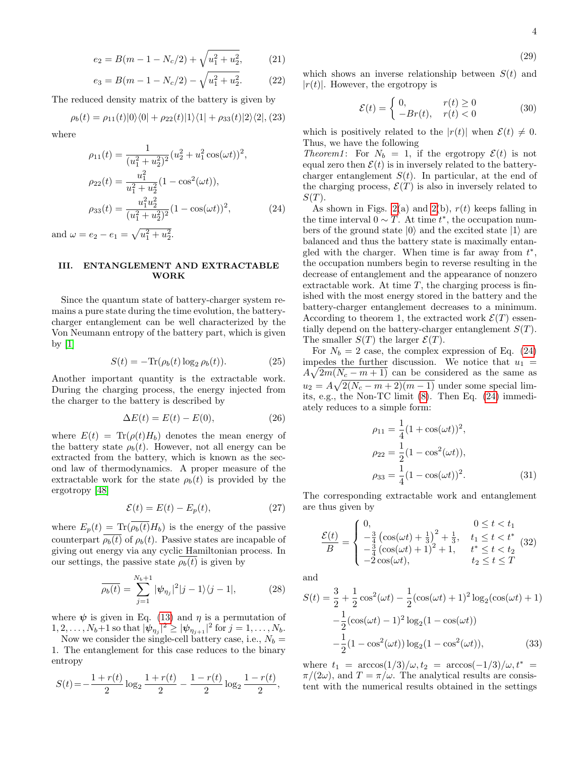$$e_2 = B(m - 1 - N_c/2) + \sqrt{u_1^2 + u_2^2}, \tag{21}$$

$$e_3 = B(m - 1 - N_c/2) - \sqrt{u_1^2 + u_2^2}. \tag{22}$$

The reduced density matrix of the battery is given by

$$\rho_b(t) = \rho_{11}(t)|0\rangle\langle 0| + \rho_{22}(t)|1\rangle\langle 1| + \rho_{33}(t)|2\rangle\langle 2|, \tag{23}$$

where

$$\begin{aligned}
\rho_{11}(t) &= \frac{1}{(u_1^2+u_2^2)^2}(u_2^2 + u_1^2\cos(\omega t))^2, \\
\rho_{22}(t) &= \frac{u_1^2}{u_1^2+u_2^2}(1 - \cos^2(\omega t)), \\
\rho_{33}(t) &= \frac{u_1^2 u_2^2}{(u_1^2+u_2^2)^2}(1 - \cos(\omega t))^2,
\end{aligned} \tag{24}$$

and $\omega = e_2 - e_1 = \sqrt{u_1^2 + u_2^2}$.

## III. ENTANGLEMENT AND EXTRACTABLE WORK

Since the quantum state of battery-charger system remains a pure state during the time evolution, the battery-charger entanglement can be well characterized by the Von Neumann entropy of the battery part, which is given by [1]

$$S(t) = -\mathrm{Tr}(\rho_b(t)\log_2\rho_b(t)). \tag{25}$$

Another important quantity is the extractable work. During the charging process, the energy injected from the charger to the battery is described by

$$\Delta E(t) = E(t) - E(0), \tag{26}$$

where $E(t) = \mathrm{Tr}(\rho(t)H_b)$ denotes the mean energy of the battery state $\rho_b(t)$. However, not all energy can be extracted from the battery, which is known as the second law of thermodynamics. A proper measure of the extractable work for the state $\rho_b(t)$ is provided by the ergotropy [48]

$$\mathcal{E}(t) = E(t) - E_p(t), \tag{27}$$

where $E_p(t) = \mathrm{Tr}(\overline{\rho_b(t)}H_b)$ is the energy of the passive counterpart $\overline{\rho_b(t)}$ of $\rho_b(t)$. Passive states are incapable of giving out energy via any cyclic Hamiltonian process. In our settings, the passive state $\overline{\rho_b(t)}$ is given by

$$\overline{\rho_b(t)} = \sum_{j=1}^{N_b+1} |\boldsymbol{\psi}_{\eta_j}|^2 |j-1\rangle\langle j-1|, \tag{28}$$

where $\boldsymbol{\psi}$ is given in Eq. (13) and $\eta$ is a permutation of $1, 2, \ldots, N_b+1$ so that $|\boldsymbol{\psi}_{\eta_j}|^2 \geq |\boldsymbol{\psi}_{\eta_{j+1}}|^2$ for $j = 1, \ldots, N_b$.

Now we consider the single-cell battery case, i.e., $N_b = 1$. The entanglement for this case reduces to the binary entropy

$$S(t) = -\frac{1+r(t)}{2}\log_2\frac{1+r(t)}{2} - \frac{1-r(t)}{2}\log_2\frac{1-r(t)}{2}, \tag{29}$$

which shows an inverse relationship between $S(t)$ and $|r(t)|$. However, the ergotropy is

$$\mathcal{E}(t) = \begin{cases} 0, & r(t) \geq 0 \\ -Br(t), & r(t) < 0 \end{cases} \tag{30}$$

which is positively related to the $|r(t)|$ when $\mathcal{E}(t) \neq 0$. Thus, we have the following

*Theorem1*: For $N_b = 1$, if the ergotropy $\mathcal{E}(t)$ is not equal zero then $\mathcal{E}(t)$ is in inversely related to the battery-charger entanglement $S(t)$. In particular, at the end of the charging process, $\mathcal{E}(T)$ is also in inversely related to $S(T)$.

As shown in Figs. 2(a) and 2(b), $r(t)$ keeps falling in the time interval $0 \sim T$. At time $t^*$, the occupation numbers of the ground state $|0\rangle$ and the excited state $|1\rangle$ are balanced and thus the battery state is maximally entangled with the charger. When time is far away from $t^*$, the occupation numbers begin to reverse resulting in the decrease of entanglement and the appearance of nonzero extractable work. At time $T$, the charging process is finished with the most energy stored in the battery and the battery-charger entanglement decreases to a minimum. According to theorem 1, the extracted work $\mathcal{E}(T)$ essentially depend on the battery-charger entanglement $S(T)$. The smaller $S(T)$ the larger $\mathcal{E}(T)$.

For $N_b = 2$ case, the complex expression of Eq. (24) impedes the further discussion. We notice that $u_1 = A\sqrt{2m(N_c - m + 1)}$ can be considered as the same as $u_2 = A\sqrt{2(N_c - m + 2)(m-1)}$ under some special limits, e.g., the Non-TC limit (8). Then Eq. (24) immediately reduces to a simple form:

$$\begin{aligned}
\rho_{11} &= \frac{1}{4}(1 + \cos(\omega t))^2, \\
\rho_{22} &= \frac{1}{2}(1 - \cos^2(\omega t)), \\
\rho_{33} &= \frac{1}{4}(1 - \cos(\omega t))^2.
\end{aligned} \tag{31}$$

The corresponding extractable work and entanglement are thus given by

$$\frac{\mathcal{E}(t)}{B} = \begin{cases} 0, & 0 \leq t < t_1 \\ -\frac{3}{4}\left(\cos(\omega t) + \frac{1}{3}\right)^2 + \frac{1}{3}, & t_1 \leq t < t^* \\ -\frac{3}{4}\left(\cos(\omega t) + 1\right)^2 + 1, & t^* \leq t < t_2 \\ -2\cos(\omega t), & t_2 \leq t \leq T \end{cases} \tag{32}$$

and

$$\begin{aligned}
S(t) = &\frac{3}{2} + \frac{1}{2}\cos^2(\omega t) - \frac{1}{2}(\cos(\omega t)+1)^2\log_2(\cos(\omega t)+1) \\
&-\frac{1}{2}(\cos(\omega t)-1)^2\log_2(1-\cos(\omega t)) \\
&-\frac{1}{2}(1-\cos^2(\omega t))\log_2(1-\cos^2(\omega t)),
\end{aligned} \tag{33}$$

where $t_1 = \arccos(1/3)/\omega, t_2 = \arccos(-1/3)/\omega, t^* = \pi/(2\omega)$, and $T = \pi/\omega$. The analytical results are consistent with the numerical results obtained in the settings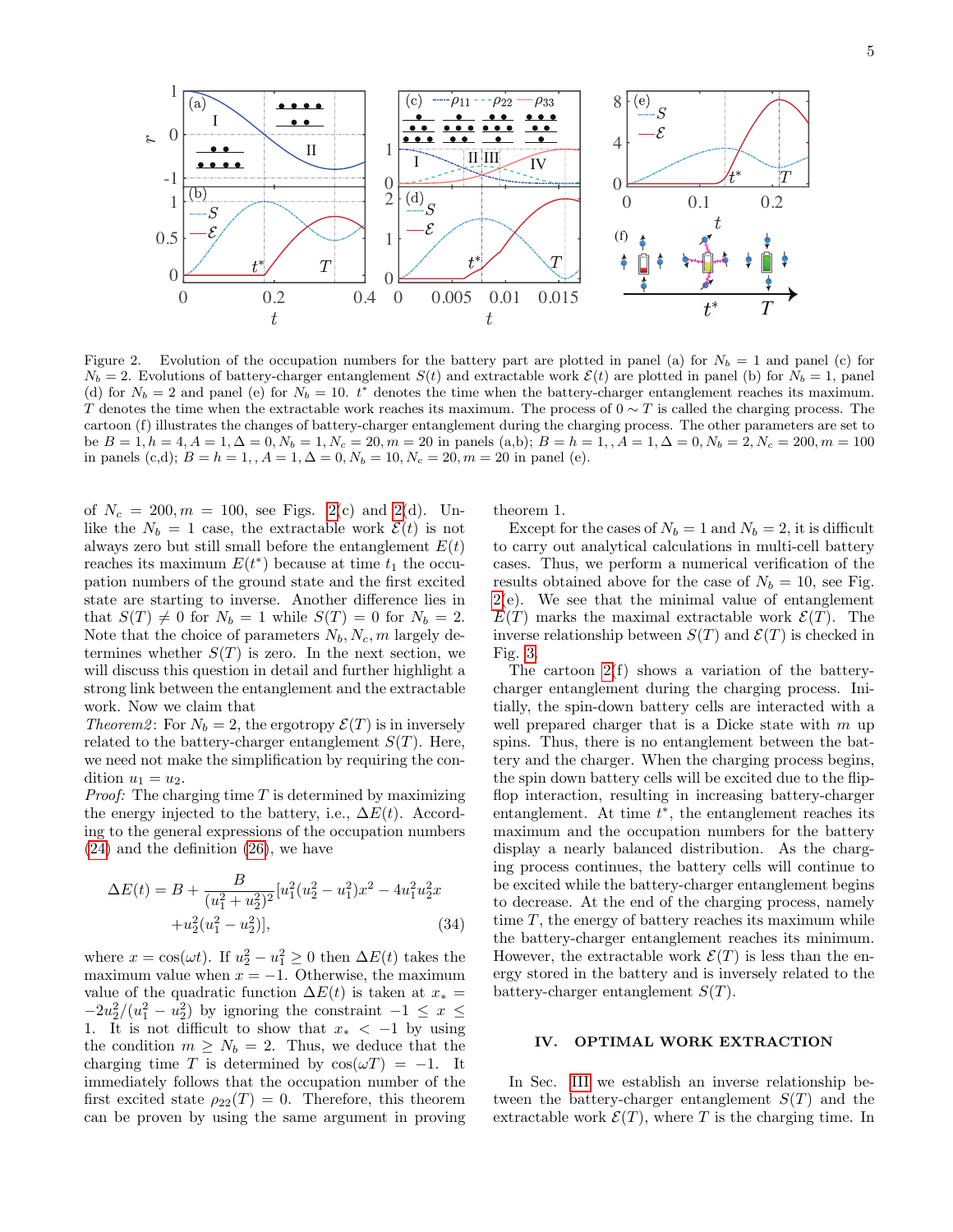Figure 2. Evolution of the occupation numbers for the battery part are plotted in panel (a) for $N_b = 1$ and panel (c) for $N_b = 2$. Evolutions of battery-charger entanglement $S(t)$ and extractable work $\mathcal{E}(t)$ are plotted in panel (b) for $N_b = 1$, panel (d) for $N_b = 2$ and panel (e) for $N_b = 10$. $t^*$ denotes the time when the battery-charger entanglement reaches its maximum. $T$ denotes the time when the extractable work reaches its maximum. The process of $0 \sim T$ is called the charging process. The cartoon (f) illustrates the changes of battery-charger entanglement during the charging process. The other parameters are set to be $B = 1, h = 4, A = 1, \Delta = 0, N_b = 1, N_c = 20, m = 20$ in panels (a,b); $B = h = 1, , A = 1, \Delta = 0, N_b = 2, N_c = 200, m = 100$ in panels (c,d); $B = h = 1, , A = 1, \Delta = 0, N_b = 10, N_c = 20, m = 20$ in panel (e).

of $N_c = 200, m = 100$, see Figs. 2(c) and 2(d). Unlike the $N_b = 1$ case, the extractable work $\mathcal{E}(t)$ is not always zero but still small before the entanglement $E(t)$ reaches its maximum $E(t^*)$ because at time $t_1$ the occupation numbers of the ground state and the first excited state are starting to inverse. Another difference lies in that $S(T) \neq 0$ for $N_b = 1$ while $S(T) = 0$ for $N_b = 2$. Note that the choice of parameters $N_b, N_c, m$ largely determines whether $S(T)$ is zero. In the next section, we will discuss this question in detail and further highlight a strong link between the entanglement and the extractable work. Now we claim that

*Theorem2*: For $N_b = 2$, the ergotropy $\mathcal{E}(T)$ is in inversely related to the battery-charger entanglement $S(T)$. Here, we need not make the simplification by requiring the condition $u_1 = u_2$.

*Proof:* The charging time $T$ is determined by maximizing the energy injected to the battery, i.e., $\Delta E(t)$. According to the general expressions of the occupation numbers (24) and the definition (26), we have

$$\Delta E(t) = B + \frac{B}{(u_1^2 + u_2^2)^2}[u_1^2(u_2^2 - u_1^2)x^2 - 4u_1^2 u_2^2 x + u_2^2(u_1^2 - u_2^2)], \tag{34}$$

where $x = \cos(\omega t)$. If $u_2^2 - u_1^2 \geq 0$ then $\Delta E(t)$ takes the maximum value when $x = -1$. Otherwise, the maximum value of the quadratic function $\Delta E(t)$ is taken at $x_* = -2u_2^2/(u_1^2 - u_2^2)$ by ignoring the constraint $-1 \leq x \leq 1$. It is not difficult to show that $x_* < -1$ by using the condition $m \geq N_b = 2$. Thus, we deduce that the charging time $T$ is determined by $\cos(\omega T) = -1$. It immediately follows that the occupation number of the first excited state $\rho_{22}(T) = 0$. Therefore, this theorem can be proven by using the same argument in proving theorem 1.

Except for the cases of $N_b = 1$ and $N_b = 2$, it is difficult to carry out analytical calculations in multi-cell battery cases. Thus, we perform a numerical verification of the results obtained above for the case of $N_b = 10$, see Fig. 2(e). We see that the minimal value of entanglement $E(T)$ marks the maximal extractable work $\mathcal{E}(T)$. The inverse relationship between $S(T)$ and $\mathcal{E}(T)$ is checked in Fig. 3.

The cartoon 2(f) shows a variation of the battery-charger entanglement during the charging process. Initially, the spin-down battery cells are interacted with a well prepared charger that is a Dicke state with $m$ up spins. Thus, there is no entanglement between the battery and the charger. When the charging process begins, the spin down battery cells will be excited due to the flip-flop interaction, resulting in increasing battery-charger entanglement. At time $t^*$, the entanglement reaches its maximum and the occupation numbers for the battery display a nearly balanced distribution. As the charging process continues, the battery cells will continue to be excited while the battery-charger entanglement begins to decrease. At the end of the charging process, namely time $T$, the energy of battery reaches its maximum while the battery-charger entanglement reaches its minimum. However, the extractable work $\mathcal{E}(T)$ is less than the energy stored in the battery and is inversely related to the battery-charger entanglement $S(T)$.

## IV. OPTIMAL WORK EXTRACTION

In Sec. III we establish an inverse relationship between the battery-charger entanglement $S(T)$ and the extractable work $\mathcal{E}(T)$, where $T$ is the charging time. In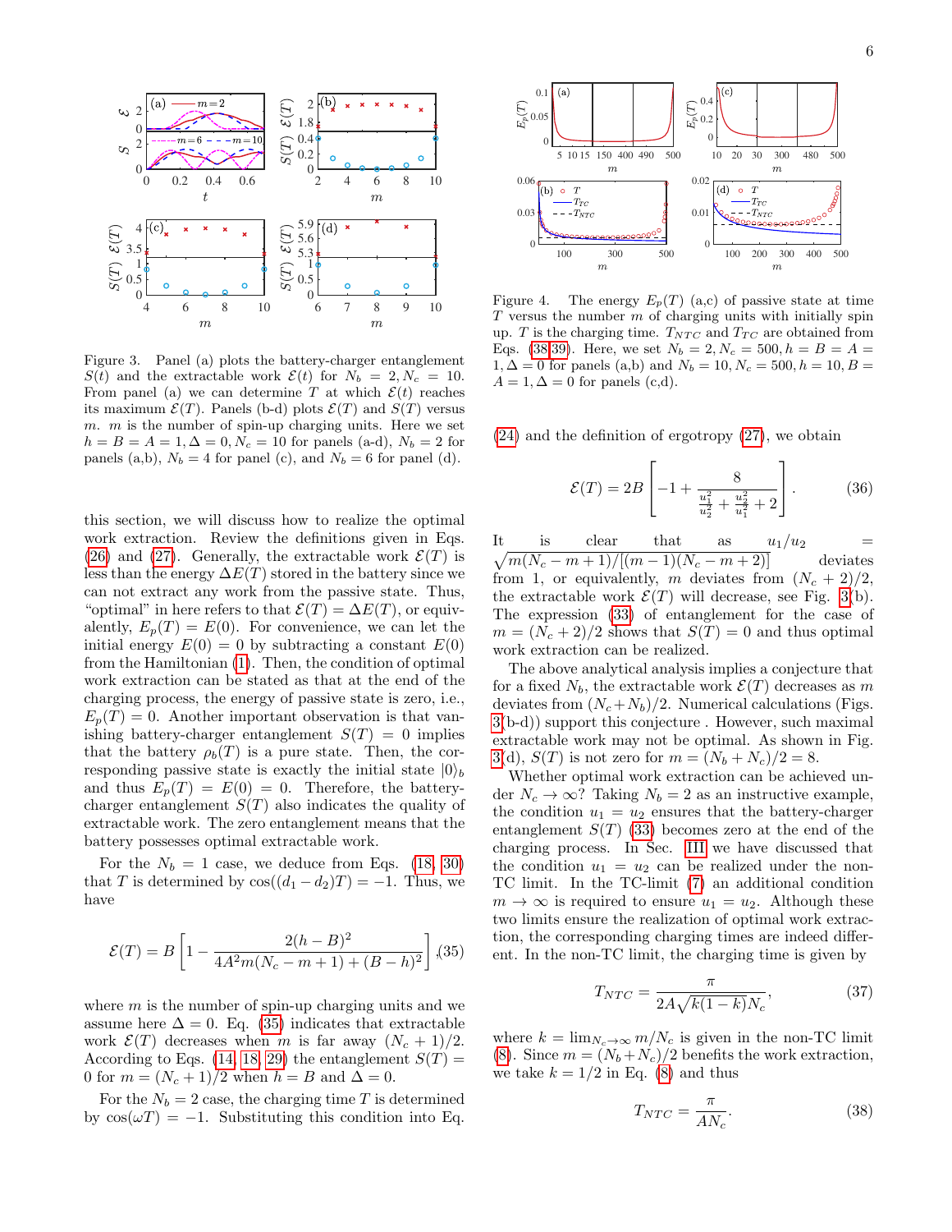Figure 3. Panel (a) plots the battery-charger entanglement $S(t)$ and the extractable work $\mathcal{E}(t)$ for $N_b = 2, N_c = 10$. From panel (a) we can determine $T$ at which $\mathcal{E}(t)$ reaches its maximum $\mathcal{E}(T)$. Panels (b-d) plots $\mathcal{E}(T)$ and $S(T)$ versus $m$. $m$ is the number of spin-up charging units. Here we set $h = B = A = 1, \Delta = 0, N_c = 10$ for panels (a-d), $N_b = 2$ for panels (a,b), $N_b = 4$ for panel (c), and $N_b = 6$ for panel (d).

this section, we will discuss how to realize the optimal work extraction. Review the definitions given in Eqs. (26) and (27). Generally, the extractable work $\mathcal{E}(T)$ is less than the energy $\Delta E(T)$ stored in the battery since we can not extract any work from the passive state. Thus, "optimal" in here refers to that $\mathcal{E}(T) = \Delta E(T)$, or equivalently, $E_p(T) = E(0)$. For convenience, we can let the initial energy $E(0) = 0$ by subtracting a constant $E(0)$ from the Hamiltonian (1). Then, the condition of optimal work extraction can be stated as that at the end of the charging process, the energy of passive state is zero, i.e., $E_p(T) = 0$. Another important observation is that vanishing battery-charger entanglement $S(T) = 0$ implies that the battery $\rho_b(T)$ is a pure state. Then, the corresponding passive state is exactly the initial state $|0\rangle_b$ and thus $E_p(T) = E(0) = 0$. Therefore, the battery-charger entanglement $S(T)$ also indicates the quality of extractable work. The zero entanglement means that the battery possesses optimal extractable work.

For the $N_b = 1$ case, we deduce from Eqs. (18, 30) that $T$ is determined by $\cos((d_1 - d_2)T) = -1$. Thus, we have

$$\mathcal{E}(T) = B\left[1 - \frac{2(h-B)^2}{4A^2 m(N_c - m + 1) + (B-h)^2}\right], \tag{35}$$

where $m$ is the number of spin-up charging units and we assume here $\Delta = 0$. Eq. (35) indicates that extractable work $\mathcal{E}(T)$ decreases when $m$ is far away $(N_c + 1)/2$. According to Eqs. (14, 18, 29) the entanglement $S(T) = 0$ for $m = (N_c + 1)/2$ when $h = B$ and $\Delta = 0$.

For the $N_b = 2$ case, the charging time $T$ is determined by $\cos(\omega T) = -1$. Substituting this condition into Eq. (24) and the definition of ergotropy (27), we obtain

$$\mathcal{E}(T) = 2B\left[-1 + \frac{8}{\frac{u_1^2}{u_2^2} + \frac{u_2^2}{u_1^2} + 2}\right]. \tag{36}$$

It is clear that as $u_1/u_2 = \sqrt{m(N_c - m + 1)/[(m-1)(N_c - m + 2)]}$ deviates from 1, or equivalently, $m$ deviates from $(N_c + 2)/2$, the extractable work $\mathcal{E}(T)$ will decrease, see Fig. 3(b). The expression (33) of entanglement for the case of $m = (N_c + 2)/2$ shows that $S(T) = 0$ and thus optimal work extraction can be realized.

Figure 4. The energy $E_p(T)$ (a,c) of passive state at time $T$ versus the number $m$ of charging units with initially spin up. $T$ is the charging time. $T_{NTC}$ and $T_{TC}$ are obtained from Eqs. (38,39). Here, we set $N_b = 2, N_c = 500, h = B = A = 1, \Delta = 0$ for panels (a,b) and $N_b = 10, N_c = 500, h = 10, B = A = 1, \Delta = 0$ for panels (c,d).

The above analytical analysis implies a conjecture that for a fixed $N_b$, the extractable work $\mathcal{E}(T)$ decreases as $m$ deviates from $(N_c + N_b)/2$. Numerical calculations (Figs. 3(b-d)) support this conjecture . However, such maximal extractable work may not be optimal. As shown in Fig. 3(d), $S(T)$ is not zero for $m = (N_b + N_c)/2 = 8$.

Whether optimal work extraction can be achieved under $N_c \to \infty$? Taking $N_b = 2$ as an instructive example, the condition $u_1 = u_2$ ensures that the battery-charger entanglement $S(T)$ (33) becomes zero at the end of the charging process. In Sec. III we have discussed that the condition $u_1 = u_2$ can be realized under the non-TC limit. In the TC-limit (7) an additional condition $m \to \infty$ is required to ensure $u_1 = u_2$. Although these two limits ensure the realization of optimal work extraction, the corresponding charging times are indeed different. In the non-TC limit, the charging time is given by

$$T_{NTC} = \frac{\pi}{2A\sqrt{k(1-k)}N_c}, \tag{37}$$

where $k = \lim_{N_c \to \infty} m/N_c$ is given in the non-TC limit (8). Since $m = (N_b + N_c)/2$ benefits the work extraction, we take $k = 1/2$ in Eq. (8) and thus

$$T_{NTC} = \frac{\pi}{AN_c}. \tag{38}$$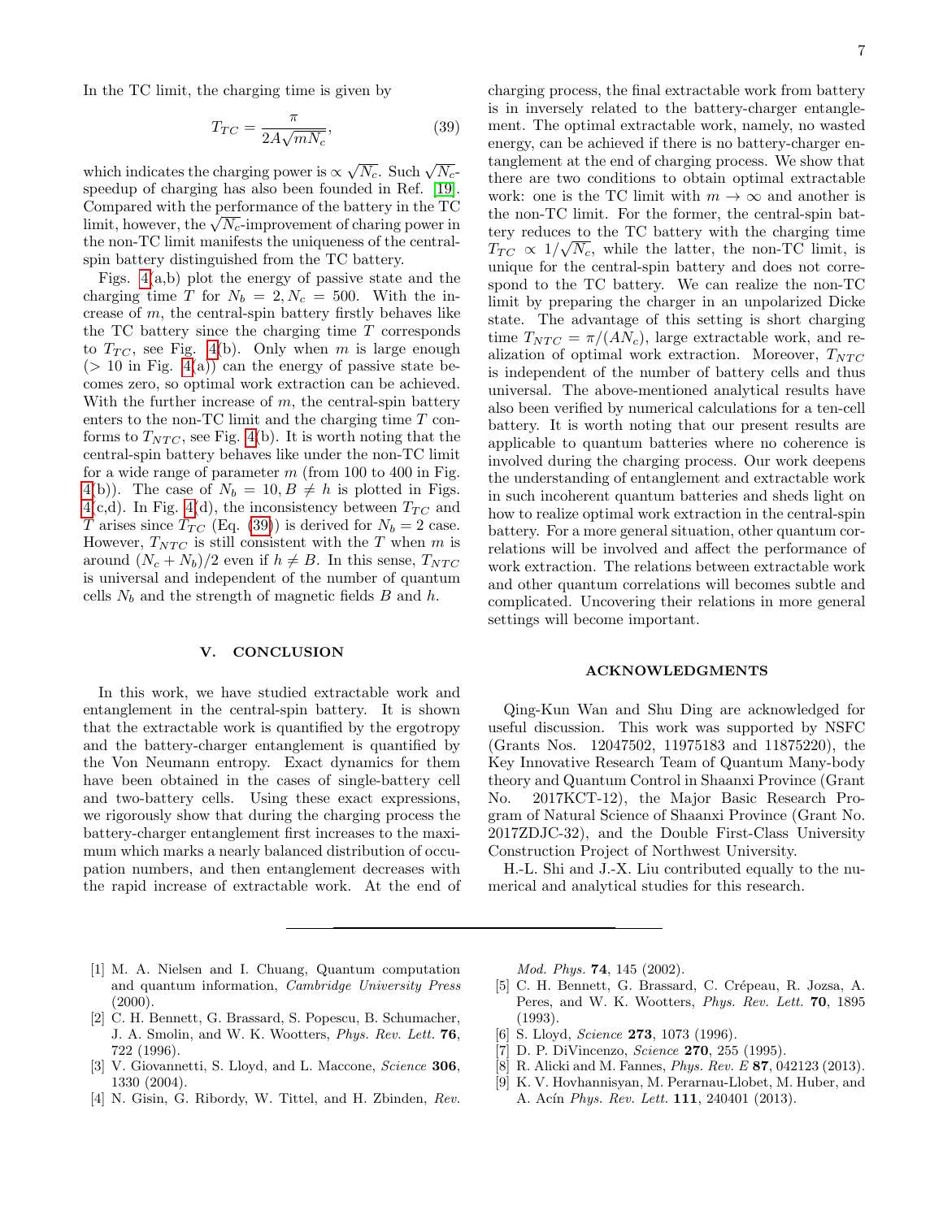In the TC limit, the charging time is given by

$$T_{TC} = \frac{\pi}{2A\sqrt{mN_c}}, \tag{39}$$

which indicates the charging power is $\propto \sqrt{N_c}$. Such $\sqrt{N_c}$-speedup of charging has also been founded in Ref. [19]. Compared with the performance of the battery in the TC limit, however, the $\sqrt{N_c}$-improvement of charing power in the non-TC limit manifests the uniqueness of the central-spin battery distinguished from the TC battery.

Figs. 4(a,b) plot the energy of passive state and the charging time $T$ for $N_b = 2, N_c = 500$. With the increase of $m$, the central-spin battery firstly behaves like the TC battery since the charging time $T$ corresponds to $T_{TC}$, see Fig. 4(b). Only when $m$ is large enough ($> 10$ in Fig. 4(a)) can the energy of passive state becomes zero, so optimal work extraction can be achieved. With the further increase of $m$, the central-spin battery enters to the non-TC limit and the charging time $T$ conforms to $T_{NTC}$, see Fig. 4(b). It is worth noting that the central-spin battery behaves like under the non-TC limit for a wide range of parameter $m$ (from 100 to 400 in Fig. 4(b)). The case of $N_b = 10, B \neq h$ is plotted in Figs. 4(c,d). In Fig. 4(d), the inconsistency between $T_{TC}$ and $T$ arises since $T_{TC}$ (Eq. (39)) is derived for $N_b = 2$ case. However, $T_{NTC}$ is still consistent with the $T$ when $m$ is around $(N_c + N_b)/2$ even if $h \neq B$. In this sense, $T_{NTC}$ is universal and independent of the number of quantum cells $N_b$ and the strength of magnetic fields $B$ and $h$.

## V. CONCLUSION

In this work, we have studied extractable work and entanglement in the central-spin battery. It is shown that the extractable work is quantified by the ergotropy and the battery-charger entanglement is quantified by the Von Neumann entropy. Exact dynamics for them have been obtained in the cases of single-battery cell and two-battery cells. Using these exact expressions, we rigorously show that during the charging process the battery-charger entanglement first increases to the maximum which marks a nearly balanced distribution of occupation numbers, and then entanglement decreases with the rapid increase of extractable work. At the end of charging process, the final extractable work from battery is in inversely related to the battery-charger entanglement. The optimal extractable work, namely, no wasted energy, can be achieved if there is no battery-charger entanglement at the end of charging process. We show that there are two conditions to obtain optimal extractable work: one is the TC limit with $m \to \infty$ and another is the non-TC limit. For the former, the central-spin battery reduces to the TC battery with the charging time $T_{TC} \propto 1/\sqrt{N_c}$, while the latter, the non-TC limit, is unique for the central-spin battery and does not correspond to the TC battery. We can realize the non-TC limit by preparing the charger in an unpolarized Dicke state. The advantage of this setting is short charging time $T_{NTC} = \pi/(AN_c)$, large extractable work, and realization of optimal work extraction. Moreover, $T_{NTC}$ is independent of the number of battery cells and thus universal. The above-mentioned analytical results have also been verified by numerical calculations for a ten-cell battery. It is worth noting that our present results are applicable to quantum batteries where no coherence is involved during the charging process. Our work deepens the understanding of entanglement and extractable work in such incoherent quantum batteries and sheds light on how to realize optimal work extraction in the central-spin battery. For a more general situation, other quantum correlations will be involved and affect the performance of work extraction. The relations between extractable work and other quantum correlations will becomes subtle and complicated. Uncovering their relations in more general settings will become important.

## ACKNOWLEDGMENTS

Qing-Kun Wan and Shu Ding are acknowledged for useful discussion. This work was supported by NSFC (Grants Nos. 12047502, 11975183 and 11875220), the Key Innovative Research Team of Quantum Many-body theory and Quantum Control in Shaanxi Province (Grant No. 2017KCT-12), the Major Basic Research Program of Natural Science of Shaanxi Province (Grant No. 2017ZDJC-32), and the Double First-Class University Construction Project of Northwest University.

H.-L. Shi and J.-X. Liu contributed equally to the numerical and analytical studies for this research.

---

[1] M. A. Nielsen and I. Chuang, Quantum computation and quantum information, *Cambridge University Press* (2000).

[2] C. H. Bennett, G. Brassard, S. Popescu, B. Schumacher, J. A. Smolin, and W. K. Wootters, *Phys. Rev. Lett.* **76**, 722 (1996).

[3] V. Giovannetti, S. Lloyd, and L. Maccone, *Science* **306**, 1330 (2004).

[4] N. Gisin, G. Ribordy, W. Tittel, and H. Zbinden, *Rev. Mod. Phys.* **74**, 145 (2002).

[5] C. H. Bennett, G. Brassard, C. Crépeau, R. Jozsa, A. Peres, and W. K. Wootters, *Phys. Rev. Lett.* **70**, 1895 (1993).

[6] S. Lloyd, *Science* **273**, 1073 (1996).

[7] D. P. DiVincenzo, *Science* **270**, 255 (1995).

[8] R. Alicki and M. Fannes, *Phys. Rev. E* **87**, 042123 (2013).

[9] K. V. Hovhannisyan, M. Perarnau-Llobet, M. Huber, and A. Acín *Phys. Rev. Lett.* **111**, 240401 (2013).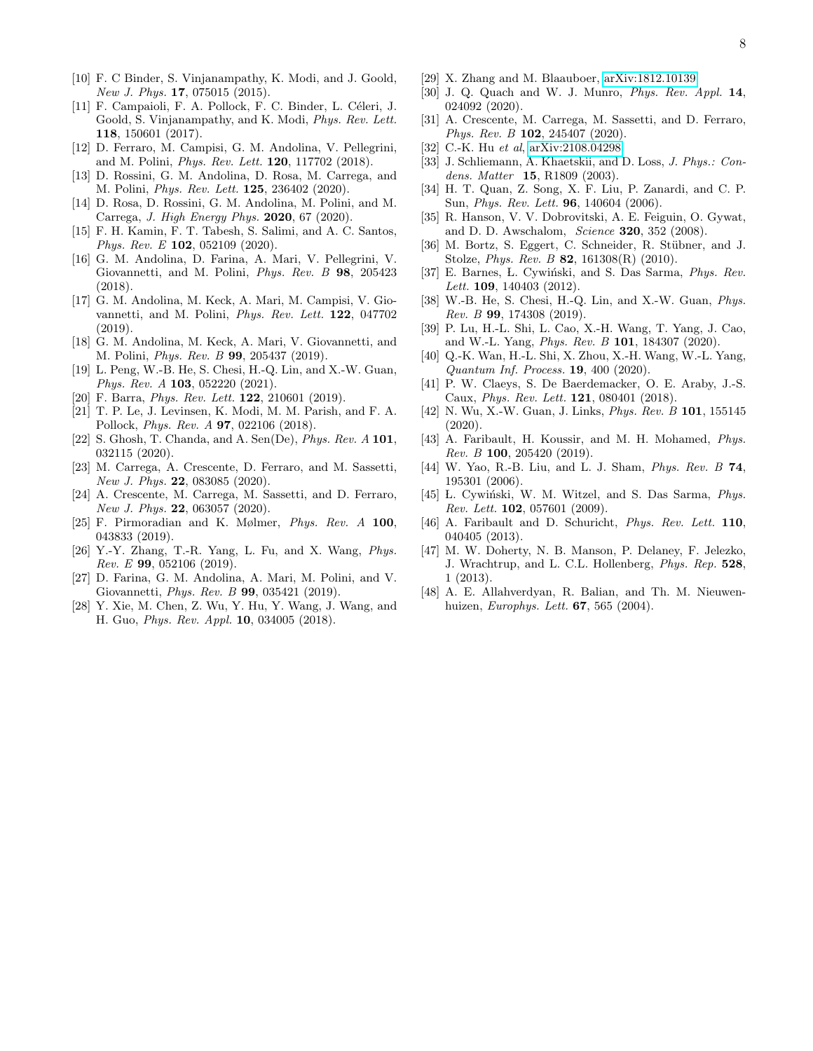[10] F. C Binder, S. Vinjanampathy, K. Modi, and J. Goold, *New J. Phys.* **17**, 075015 (2015).

[11] F. Campaioli, F. A. Pollock, F. C. Binder, L. Céleri, J. Goold, S. Vinjanampathy, and K. Modi, *Phys. Rev. Lett.* **118**, 150601 (2017).

[12] D. Ferraro, M. Campisi, G. M. Andolina, V. Pellegrini, and M. Polini, *Phys. Rev. Lett.* **120**, 117702 (2018).

[13] D. Rossini, G. M. Andolina, D. Rosa, M. Carrega, and M. Polini, *Phys. Rev. Lett.* **125**, 236402 (2020).

[14] D. Rosa, D. Rossini, G. M. Andolina, M. Polini, and M. Carrega, *J. High Energy Phys.* **2020**, 67 (2020).

[15] F. H. Kamin, F. T. Tabesh, S. Salimi, and A. C. Santos, *Phys. Rev. E* **102**, 052109 (2020).

[16] G. M. Andolina, D. Farina, A. Mari, V. Pellegrini, V. Giovannetti, and M. Polini, *Phys. Rev. B* **98**, 205423 (2018).

[17] G. M. Andolina, M. Keck, A. Mari, M. Campisi, V. Giovannetti, and M. Polini, *Phys. Rev. Lett.* **122**, 047702 (2019).

[18] G. M. Andolina, M. Keck, A. Mari, V. Giovannetti, and M. Polini, *Phys. Rev. B* **99**, 205437 (2019).

[19] L. Peng, W.-B. He, S. Chesi, H.-Q. Lin, and X.-W. Guan, *Phys. Rev. A* **103**, 052220 (2021).

[20] F. Barra, *Phys. Rev. Lett.* **122**, 210601 (2019).

[21] T. P. Le, J. Levinsen, K. Modi, M. M. Parish, and F. A. Pollock, *Phys. Rev. A* **97**, 022106 (2018).

[22] S. Ghosh, T. Chanda, and A. Sen(De), *Phys. Rev. A* **101**, 032115 (2020).

[23] M. Carrega, A. Crescente, D. Ferraro, and M. Sassetti, *New J. Phys.* **22**, 083085 (2020).

[24] A. Crescente, M. Carrega, M. Sassetti, and D. Ferraro, *New J. Phys.* **22**, 063057 (2020).

[25] F. Pirmoradian and K. Mølmer, *Phys. Rev. A* **100**, 043833 (2019).

[26] Y.-Y. Zhang, T.-R. Yang, L. Fu, and X. Wang, *Phys. Rev. E* **99**, 052106 (2019).

[27] D. Farina, G. M. Andolina, A. Mari, M. Polini, and V. Giovannetti, *Phys. Rev. B* **99**, 035421 (2019).

[28] Y. Xie, M. Chen, Z. Wu, Y. Hu, Y. Wang, J. Wang, and H. Guo, *Phys. Rev. Appl.* **10**, 034005 (2018).

[29] X. Zhang and M. Blaauboer, arXiv:1812.10139.

[30] J. Q. Quach and W. J. Munro, *Phys. Rev. Appl.* **14**, 024092 (2020).

[31] A. Crescente, M. Carrega, M. Sassetti, and D. Ferraro, *Phys. Rev. B* **102**, 245407 (2020).

[32] C.-K. Hu *et al*, arXiv:2108.04298.

[33] J. Schliemann, A. Khaetskii, and D. Loss, *J. Phys.: Condens. Matter* **15**, R1809 (2003).

[34] H. T. Quan, Z. Song, X. F. Liu, P. Zanardi, and C. P. Sun, *Phys. Rev. Lett.* **96**, 140604 (2006).

[35] R. Hanson, V. V. Dobrovitski, A. E. Feiguin, O. Gywat, and D. D. Awschalom, *Science* **320**, 352 (2008).

[36] M. Bortz, S. Eggert, C. Schneider, R. Stübner, and J. Stolze, *Phys. Rev. B* **82**, 161308(R) (2010).

[37] E. Barnes, L. Cywiński, and S. Das Sarma, *Phys. Rev. Lett.* **109**, 140403 (2012).

[38] W.-B. He, S. Chesi, H.-Q. Lin, and X.-W. Guan, *Phys. Rev. B* **99**, 174308 (2019).

[39] P. Lu, H.-L. Shi, L. Cao, X.-H. Wang, T. Yang, J. Cao, and W.-L. Yang, *Phys. Rev. B* **101**, 184307 (2020).

[40] Q.-K. Wan, H.-L. Shi, X. Zhou, X.-H. Wang, W.-L. Yang, *Quantum Inf. Process.* **19**, 400 (2020).

[41] P. W. Claeys, S. De Baerdemacker, O. E. Araby, J.-S. Caux, *Phys. Rev. Lett.* **121**, 080401 (2018).

[42] N. Wu, X.-W. Guan, J. Links, *Phys. Rev. B* **101**, 155145 (2020).

[43] A. Faribault, H. Koussir, and M. H. Mohamed, *Phys. Rev. B* **100**, 205420 (2019).

[44] W. Yao, R.-B. Liu, and L. J. Sham, *Phys. Rev. B* **74**, 195301 (2006).

[45] L. Cywiński, W. M. Witzel, and S. Das Sarma, *Phys. Rev. Lett.* **102**, 057601 (2009).

[46] A. Faribault and D. Schuricht, *Phys. Rev. Lett.* **110**, 040405 (2013).

[47] M. W. Doherty, N. B. Manson, P. Delaney, F. Jelezko, J. Wrachtrup, and L. C.L. Hollenberg, *Phys. Rep.* **528**, 1 (2013).

[48] A. E. Allahverdyan, R. Balian, and Th. M. Nieuwenhuizen, *Europhys. Lett.* **67**, 565 (2004).